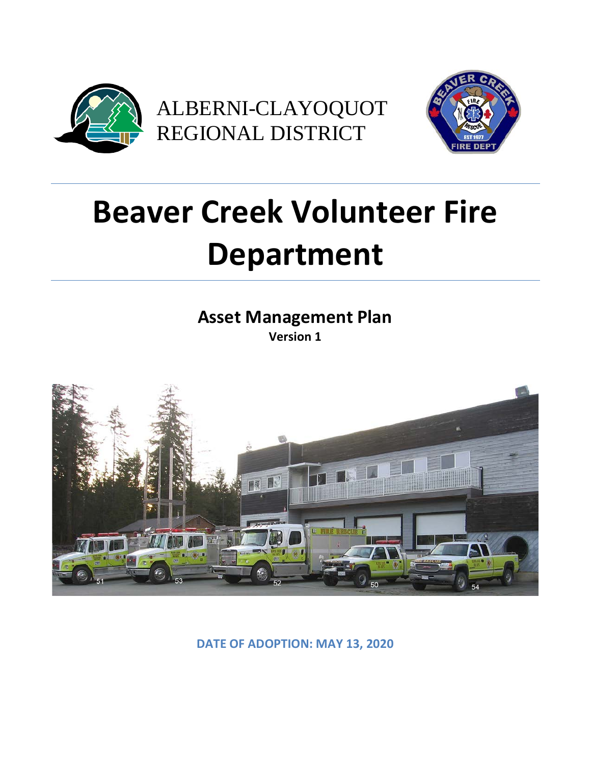ALBERNI-CLAYOQUOT
REGIONAL DISTRICT

# Beaver Creek Volunteer Fire Department

## Asset Management Plan

**Version 1**

**DATE OF ADOPTION: MAY 13, 2020**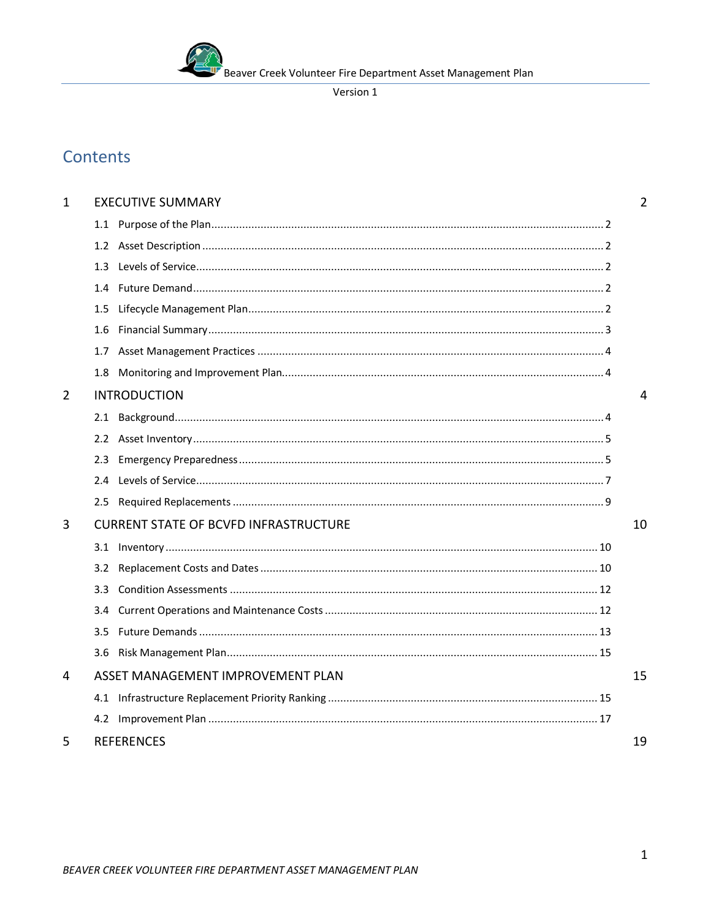Version 1

# Contents

| | | |
|---|---|---|
| 1 | EXECUTIVE SUMMARY | 2 |
| 1.1 | Purpose of the Plan | 2 |
| 1.2 | Asset Description | 2 |
| 1.3 | Levels of Service | 2 |
| 1.4 | Future Demand | 2 |
| 1.5 | Lifecycle Management Plan | 2 |
| 1.6 | Financial Summary | 3 |
| 1.7 | Asset Management Practices | 4 |
| 1.8 | Monitoring and Improvement Plan | 4 |
| 2 | INTRODUCTION | 4 |
| 2.1 | Background | 4 |
| 2.2 | Asset Inventory | 5 |
| 2.3 | Emergency Preparedness | 5 |
| 2.4 | Levels of Service | 7 |
| 2.5 | Required Replacements | 9 |
| 3 | CURRENT STATE OF BCVFD INFRASTRUCTURE | 10 |
| 3.1 | Inventory | 10 |
| 3.2 | Replacement Costs and Dates | 10 |
| 3.3 | Condition Assessments | 12 |
| 3.4 | Current Operations and Maintenance Costs | 12 |
| 3.5 | Future Demands | 13 |
| 3.6 | Risk Management Plan | 15 |
| 4 | ASSET MANAGEMENT IMPROVEMENT PLAN | 15 |
| 4.1 | Infrastructure Replacement Priority Ranking | 15 |
| 4.2 | Improvement Plan | 17 |
| 5 | REFERENCES | 19 |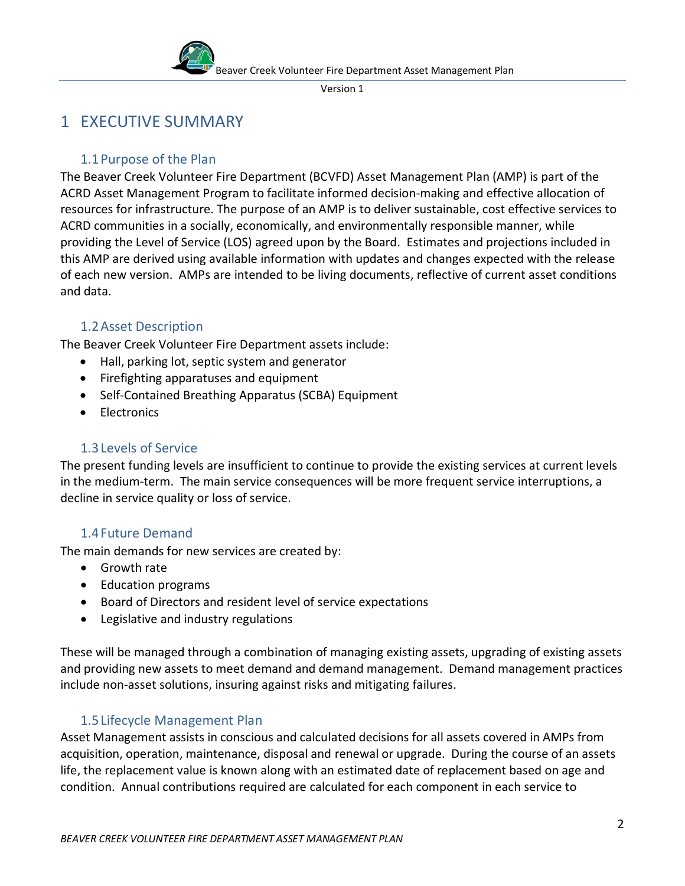# 1 EXECUTIVE SUMMARY

## 1.1 Purpose of the Plan

The Beaver Creek Volunteer Fire Department (BCVFD) Asset Management Plan (AMP) is part of the ACRD Asset Management Program to facilitate informed decision-making and effective allocation of resources for infrastructure. The purpose of an AMP is to deliver sustainable, cost effective services to ACRD communities in a socially, economically, and environmentally responsible manner, while providing the Level of Service (LOS) agreed upon by the Board. Estimates and projections included in this AMP are derived using available information with updates and changes expected with the release of each new version. AMPs are intended to be living documents, reflective of current asset conditions and data.

## 1.2 Asset Description

The Beaver Creek Volunteer Fire Department assets include:

- Hall, parking lot, septic system and generator
- Firefighting apparatuses and equipment
- Self-Contained Breathing Apparatus (SCBA) Equipment
- Electronics

## 1.3 Levels of Service

The present funding levels are insufficient to continue to provide the existing services at current levels in the medium-term. The main service consequences will be more frequent service interruptions, a decline in service quality or loss of service.

## 1.4 Future Demand

The main demands for new services are created by:

- Growth rate
- Education programs
- Board of Directors and resident level of service expectations
- Legislative and industry regulations

These will be managed through a combination of managing existing assets, upgrading of existing assets and providing new assets to meet demand and demand management. Demand management practices include non-asset solutions, insuring against risks and mitigating failures.

## 1.5 Lifecycle Management Plan

Asset Management assists in conscious and calculated decisions for all assets covered in AMPs from acquisition, operation, maintenance, disposal and renewal or upgrade. During the course of an assets life, the replacement value is known along with an estimated date of replacement based on age and condition. Annual contributions required are calculated for each component in each service to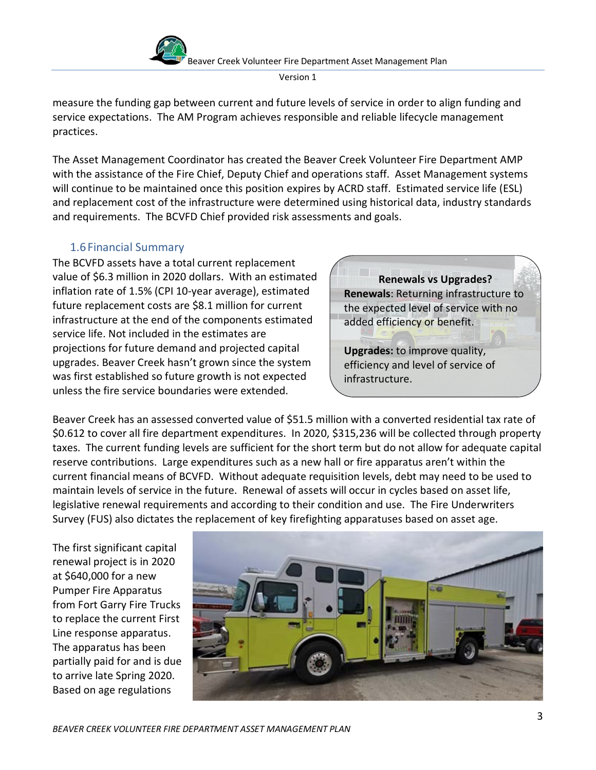measure the funding gap between current and future levels of service in order to align funding and service expectations. The AM Program achieves responsible and reliable lifecycle management practices.

The Asset Management Coordinator has created the Beaver Creek Volunteer Fire Department AMP with the assistance of the Fire Chief, Deputy Chief and operations staff. Asset Management systems will continue to be maintained once this position expires by ACRD staff. Estimated service life (ESL) and replacement cost of the infrastructure were determined using historical data, industry standards and requirements. The BCVFD Chief provided risk assessments and goals.

## 1.6 Financial Summary

The BCVFD assets have a total current replacement value of $6.3 million in 2020 dollars. With an estimated inflation rate of 1.5% (CPI 10-year average), estimated future replacement costs are $8.1 million for current infrastructure at the end of the components estimated service life. Not included in the estimates are projections for future demand and projected capital upgrades. Beaver Creek hasn't grown since the system was first established so future growth is not expected unless the fire service boundaries were extended.

**Renewals vs Upgrades?**

**Renewals**: Returning infrastructure to the expected level of service with no added efficiency or benefit.

**Upgrades:** to improve quality, efficiency and level of service of infrastructure.

Beaver Creek has an assessed converted value of $51.5 million with a converted residential tax rate of $0.612 to cover all fire department expenditures. In 2020, $315,236 will be collected through property taxes. The current funding levels are sufficient for the short term but do not allow for adequate capital reserve contributions. Large expenditures such as a new hall or fire apparatus aren't within the current financial means of BCVFD. Without adequate requisition levels, debt may need to be used to maintain levels of service in the future. Renewal of assets will occur in cycles based on asset life, legislative renewal requirements and according to their condition and use. The Fire Underwriters Survey (FUS) also dictates the replacement of key firefighting apparatuses based on asset age.

The first significant capital renewal project is in 2020 at $640,000 for a new Pumper Fire Apparatus from Fort Garry Fire Trucks to replace the current First Line response apparatus. The apparatus has been partially paid for and is due to arrive late Spring 2020. Based on age regulations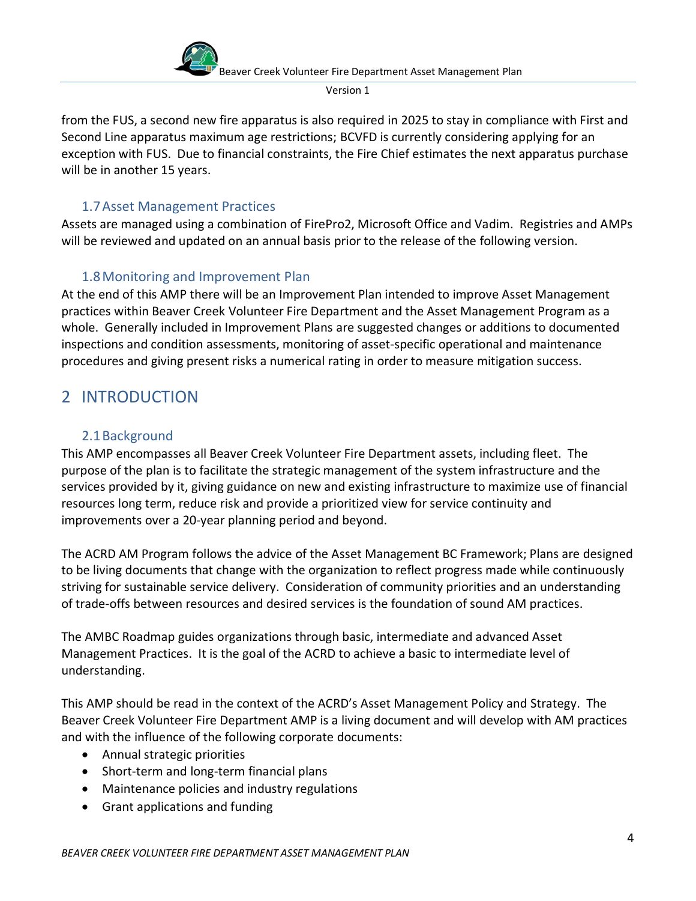from the FUS, a second new fire apparatus is also required in 2025 to stay in compliance with First and Second Line apparatus maximum age restrictions; BCVFD is currently considering applying for an exception with FUS. Due to financial constraints, the Fire Chief estimates the next apparatus purchase will be in another 15 years.

### 1.7 Asset Management Practices

Assets are managed using a combination of FirePro2, Microsoft Office and Vadim. Registries and AMPs will be reviewed and updated on an annual basis prior to the release of the following version.

### 1.8 Monitoring and Improvement Plan

At the end of this AMP there will be an Improvement Plan intended to improve Asset Management practices within Beaver Creek Volunteer Fire Department and the Asset Management Program as a whole. Generally included in Improvement Plans are suggested changes or additions to documented inspections and condition assessments, monitoring of asset-specific operational and maintenance procedures and giving present risks a numerical rating in order to measure mitigation success.

## 2 INTRODUCTION

### 2.1 Background

This AMP encompasses all Beaver Creek Volunteer Fire Department assets, including fleet. The purpose of the plan is to facilitate the strategic management of the system infrastructure and the services provided by it, giving guidance on new and existing infrastructure to maximize use of financial resources long term, reduce risk and provide a prioritized view for service continuity and improvements over a 20-year planning period and beyond.

The ACRD AM Program follows the advice of the Asset Management BC Framework; Plans are designed to be living documents that change with the organization to reflect progress made while continuously striving for sustainable service delivery. Consideration of community priorities and an understanding of trade-offs between resources and desired services is the foundation of sound AM practices.

The AMBC Roadmap guides organizations through basic, intermediate and advanced Asset Management Practices. It is the goal of the ACRD to achieve a basic to intermediate level of understanding.

This AMP should be read in the context of the ACRD's Asset Management Policy and Strategy. The Beaver Creek Volunteer Fire Department AMP is a living document and will develop with AM practices and with the influence of the following corporate documents:

- Annual strategic priorities
- Short-term and long-term financial plans
- Maintenance policies and industry regulations
- Grant applications and funding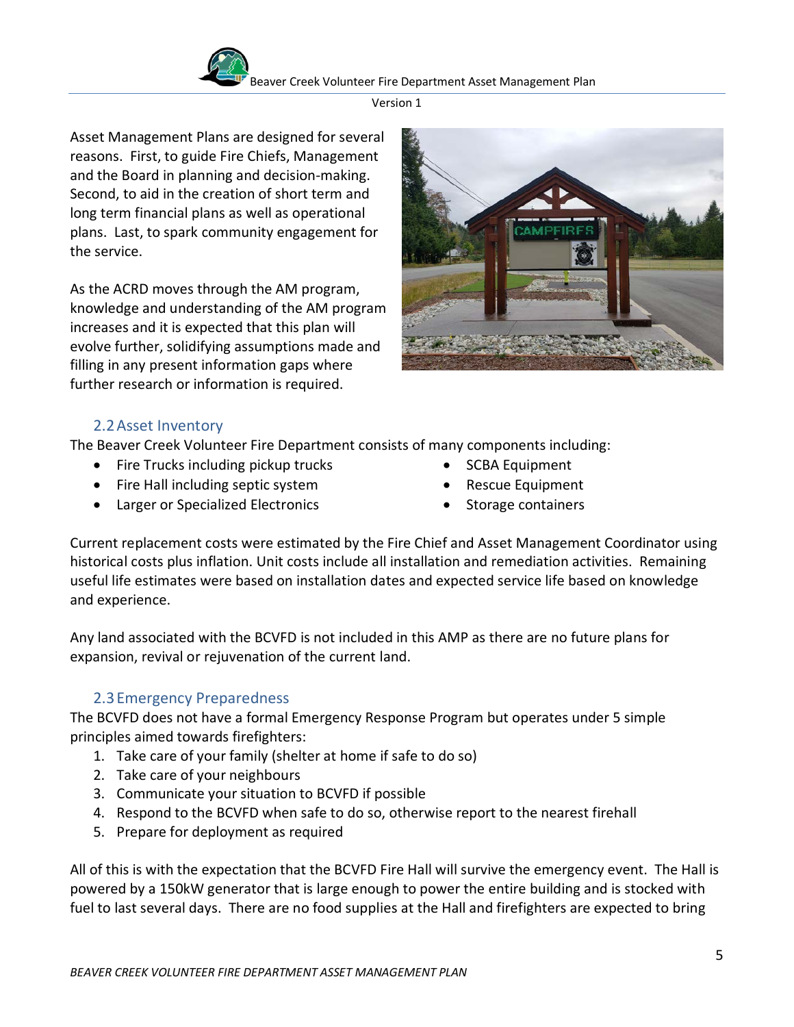Asset Management Plans are designed for several reasons. First, to guide Fire Chiefs, Management and the Board in planning and decision-making. Second, to aid in the creation of short term and long term financial plans as well as operational plans. Last, to spark community engagement for the service.

As the ACRD moves through the AM program, knowledge and understanding of the AM program increases and it is expected that this plan will evolve further, solidifying assumptions made and filling in any present information gaps where further research or information is required.

## 2.2 Asset Inventory

The Beaver Creek Volunteer Fire Department consists of many components including:

- Fire Trucks including pickup trucks
- Fire Hall including septic system
- Larger or Specialized Electronics
- SCBA Equipment
- Rescue Equipment
- Storage containers

Current replacement costs were estimated by the Fire Chief and Asset Management Coordinator using historical costs plus inflation. Unit costs include all installation and remediation activities. Remaining useful life estimates were based on installation dates and expected service life based on knowledge and experience.

Any land associated with the BCVFD is not included in this AMP as there are no future plans for expansion, revival or rejuvenation of the current land.

## 2.3 Emergency Preparedness

The BCVFD does not have a formal Emergency Response Program but operates under 5 simple principles aimed towards firefighters:

1. Take care of your family (shelter at home if safe to do so)
2. Take care of your neighbours
3. Communicate your situation to BCVFD if possible
4. Respond to the BCVFD when safe to do so, otherwise report to the nearest firehall
5. Prepare for deployment as required

All of this is with the expectation that the BCVFD Fire Hall will survive the emergency event. The Hall is powered by a 150kW generator that is large enough to power the entire building and is stocked with fuel to last several days. There are no food supplies at the Hall and firefighters are expected to bring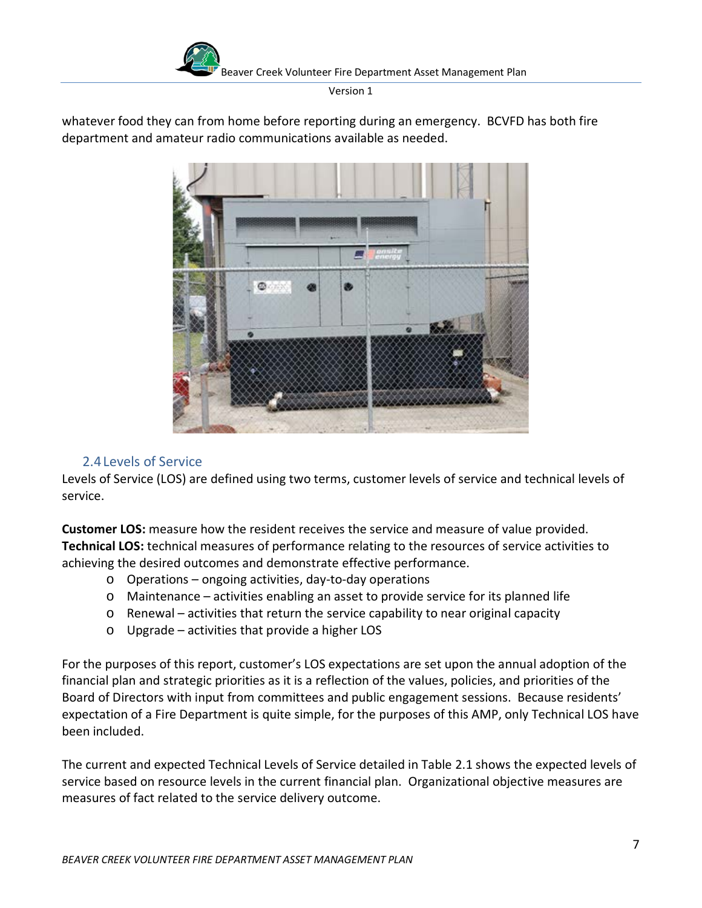whatever food they can from home before reporting during an emergency. BCVFD has both fire department and amateur radio communications available as needed.

## 2.4 Levels of Service

Levels of Service (LOS) are defined using two terms, customer levels of service and technical levels of service.

**Customer LOS:** measure how the resident receives the service and measure of value provided.
**Technical LOS:** technical measures of performance relating to the resources of service activities to achieving the desired outcomes and demonstrate effective performance.

- Operations – ongoing activities, day-to-day operations
- Maintenance – activities enabling an asset to provide service for its planned life
- Renewal – activities that return the service capability to near original capacity
- Upgrade – activities that provide a higher LOS

For the purposes of this report, customer's LOS expectations are set upon the annual adoption of the financial plan and strategic priorities as it is a reflection of the values, policies, and priorities of the Board of Directors with input from committees and public engagement sessions. Because residents' expectation of a Fire Department is quite simple, for the purposes of this AMP, only Technical LOS have been included.

The current and expected Technical Levels of Service detailed in Table 2.1 shows the expected levels of service based on resource levels in the current financial plan. Organizational objective measures are measures of fact related to the service delivery outcome.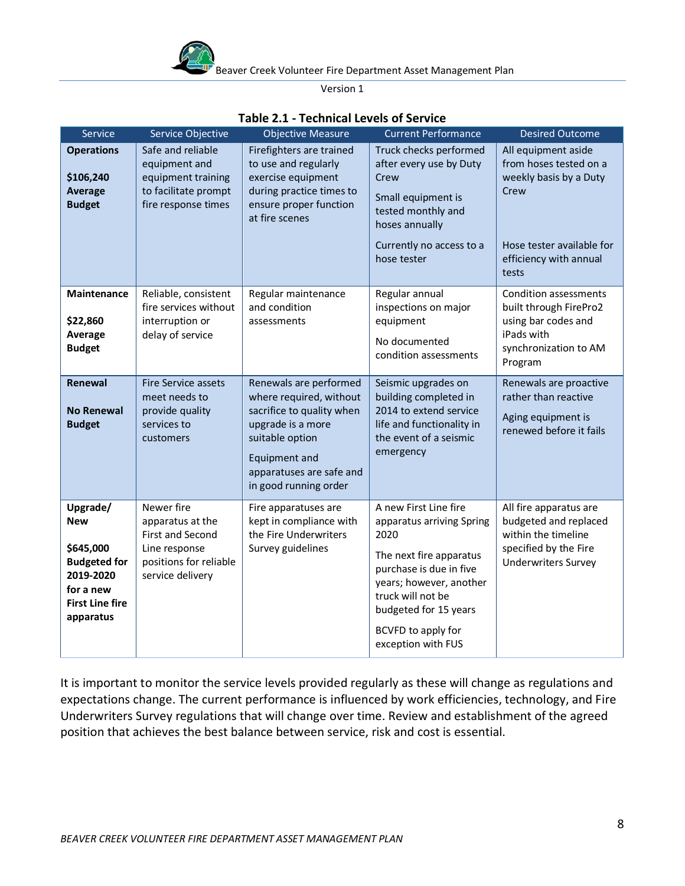**Table 2.1 - Technical Levels of Service**

| Service | Service Objective | Objective Measure | Current Performance | Desired Outcome |
|---|---|---|---|---|
| **Operations**<br><br>**$106,240 Average Budget** | Safe and reliable equipment and equipment training to facilitate prompt fire response times | Firefighters are trained to use and regularly exercise equipment during practice times to ensure proper function at fire scenes | Truck checks performed after every use by Duty Crew<br><br>Small equipment is tested monthly and hoses annually<br><br>Currently no access to a hose tester | All equipment aside from hoses tested on a weekly basis by a Duty Crew<br><br>Hose tester available for efficiency with annual tests |
| **Maintenance**<br><br>**$22,860 Average Budget** | Reliable, consistent fire services without interruption or delay of service | Regular maintenance and condition assessments | Regular annual inspections on major equipment<br><br>No documented condition assessments | Condition assessments built through FirePro2 using bar codes and iPads with synchronization to AM Program |
| **Renewal**<br><br>**No Renewal Budget** | Fire Service assets meet needs to provide quality services to customers | Renewals are performed where required, without sacrifice to quality when upgrade is a more suitable option<br><br>Equipment and apparatuses are safe and in good running order | Seismic upgrades on building completed in 2014 to extend service life and functionality in the event of a seismic emergency | Renewals are proactive rather than reactive<br><br>Aging equipment is renewed before it fails |
| **Upgrade/ New**<br><br>**$645,000 Budgeted for 2019-2020 for a new First Line fire apparatus** | Newer fire apparatus at the First and Second Line response positions for reliable service delivery | Fire apparatuses are kept in compliance with the Fire Underwriters Survey guidelines | A new First Line fire apparatus arriving Spring 2020<br><br>The next fire apparatus purchase is due in five years; however, another truck will not be budgeted for 15 years<br><br>BCVFD to apply for exception with FUS | All fire apparatus are budgeted and replaced within the timeline specified by the Fire Underwriters Survey |

It is important to monitor the service levels provided regularly as these will change as regulations and expectations change. The current performance is influenced by work efficiencies, technology, and Fire Underwriters Survey regulations that will change over time. Review and establishment of the agreed position that achieves the best balance between service, risk and cost is essential.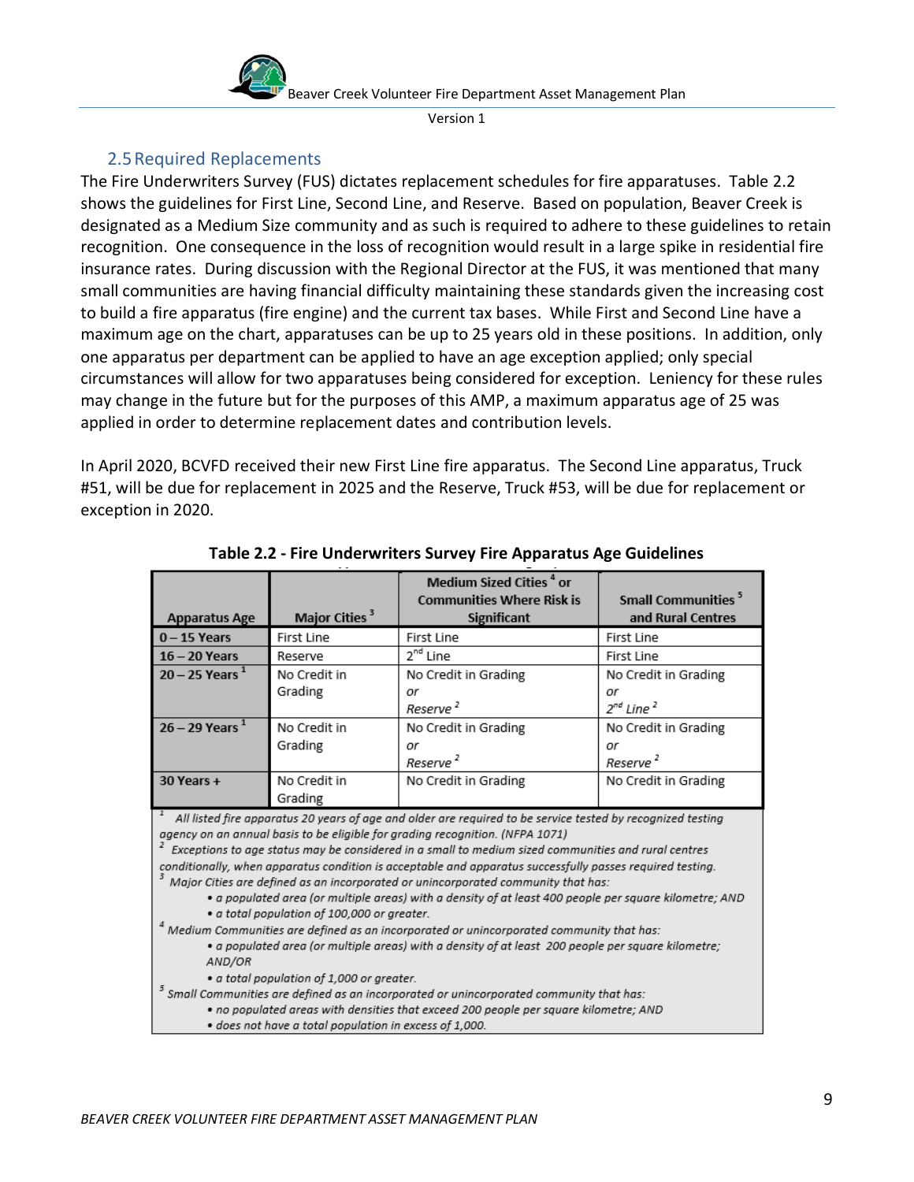## 2.5 Required Replacements

The Fire Underwriters Survey (FUS) dictates replacement schedules for fire apparatuses. Table 2.2 shows the guidelines for First Line, Second Line, and Reserve. Based on population, Beaver Creek is designated as a Medium Size community and as such is required to adhere to these guidelines to retain recognition. One consequence in the loss of recognition would result in a large spike in residential fire insurance rates. During discussion with the Regional Director at the FUS, it was mentioned that many small communities are having financial difficulty maintaining these standards given the increasing cost to build a fire apparatus (fire engine) and the current tax bases. While First and Second Line have a maximum age on the chart, apparatuses can be up to 25 years old in these positions. In addition, only one apparatus per department can be applied to have an age exception applied; only special circumstances will allow for two apparatuses being considered for exception. Leniency for these rules may change in the future but for the purposes of this AMP, a maximum apparatus age of 25 was applied in order to determine replacement dates and contribution levels.

In April 2020, BCVFD received their new First Line fire apparatus. The Second Line apparatus, Truck #51, will be due for replacement in 2025 and the Reserve, Truck #53, will be due for replacement or exception in 2020.

**Table 2.2 - Fire Underwriters Survey Fire Apparatus Age Guidelines**

| Apparatus Age | Major Cities [3] | Medium Sized Cities [4] or Communities Where Risk is Significant | Small Communities [5] and Rural Centres |
|---|---|---|---|
| 0 – 15 Years | First Line | First Line | First Line |
| 16 – 20 Years | Reserve | 2nd Line | First Line |
| 20 – 25 Years [1] | No Credit in Grading | No Credit in Grading *or* *Reserve* [2] | No Credit in Grading *or* *2nd Line* [2] |
| 26 – 29 Years [1] | No Credit in Grading | No Credit in Grading *or* *Reserve* [2] | No Credit in Grading *or* *Reserve* [2] |
| 30 Years + | No Credit in Grading | No Credit in Grading | No Credit in Grading |

*[1] All listed fire apparatus 20 years of age and older are required to be service tested by recognized testing agency on an annual basis to be eligible for grading recognition. (NFPA 1071)*

*[2] Exceptions to age status may be considered in a small to medium sized communities and rural centres conditionally, when apparatus condition is acceptable and apparatus successfully passes required testing.*

*[3] Major Cities are defined as an incorporated or unincorporated community that has:*

- *a populated area (or multiple areas) with a density of at least 400 people per square kilometre; AND*
- *a total population of 100,000 or greater.*

*[4] Medium Communities are defined as an incorporated or unincorporated community that has:*

- *a populated area (or multiple areas) with a density of at least 200 people per square kilometre; AND/OR*
- *a total population of 1,000 or greater.*

*[5] Small Communities are defined as an incorporated or unincorporated community that has:*

- *no populated areas with densities that exceed 200 people per square kilometre; AND*
- *does not have a total population in excess of 1,000.*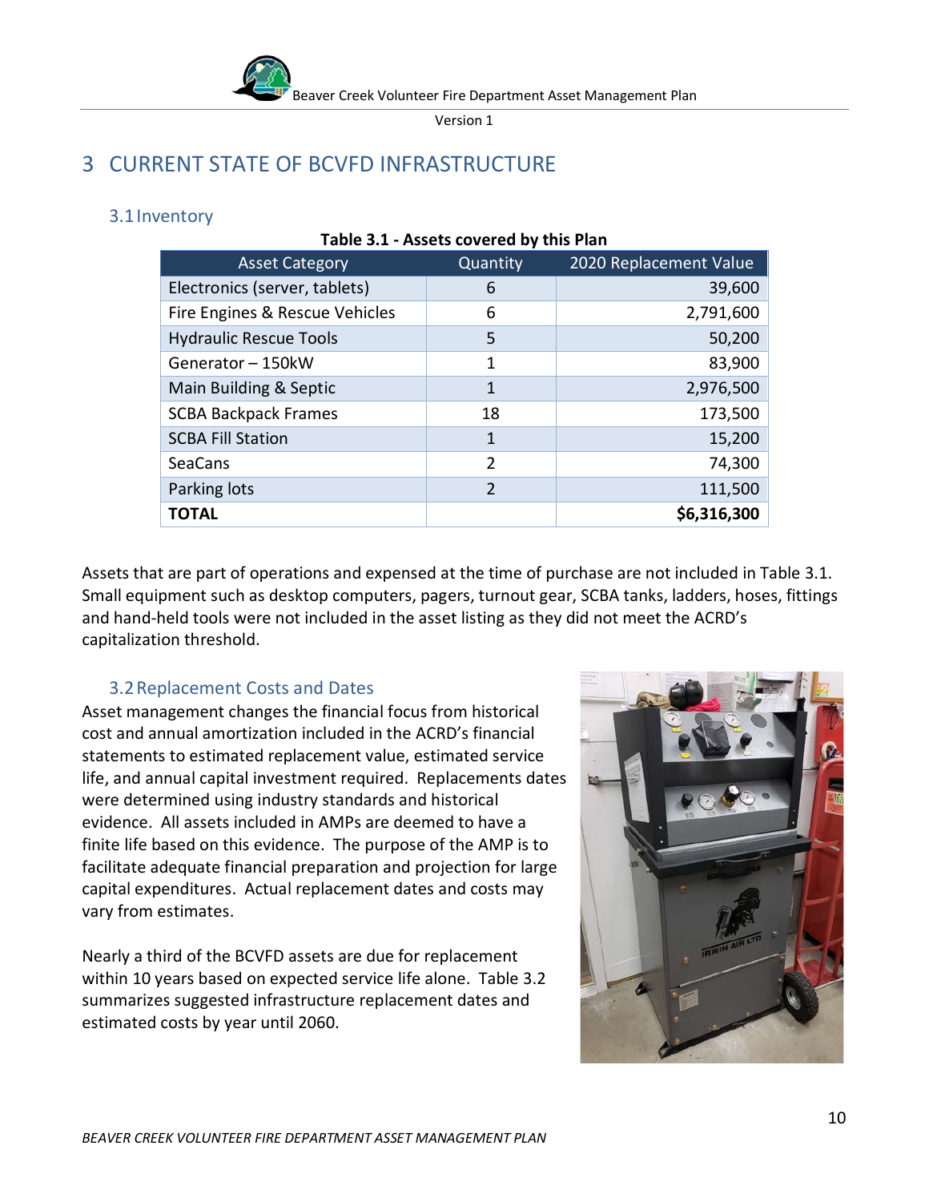# 3 CURRENT STATE OF BCVFD INFRASTRUCTURE

## 3.1 Inventory

**Table 3.1 - Assets covered by this Plan**

| Asset Category | Quantity | 2020 Replacement Value |
|---|---|---|
| Electronics (server, tablets) | 6 | 39,600 |
| Fire Engines & Rescue Vehicles | 6 | 2,791,600 |
| Hydraulic Rescue Tools | 5 | 50,200 |
| Generator – 150kW | 1 | 83,900 |
| Main Building & Septic | 1 | 2,976,500 |
| SCBA Backpack Frames | 18 | 173,500 |
| SCBA Fill Station | 1 | 15,200 |
| SeaCans | 2 | 74,300 |
| Parking lots | 2 | 111,500 |
| **TOTAL** | | **$6,316,300** |

Assets that are part of operations and expensed at the time of purchase are not included in Table 3.1. Small equipment such as desktop computers, pagers, turnout gear, SCBA tanks, ladders, hoses, fittings and hand-held tools were not included in the asset listing as they did not meet the ACRD's capitalization threshold.

## 3.2 Replacement Costs and Dates

Asset management changes the financial focus from historical cost and annual amortization included in the ACRD's financial statements to estimated replacement value, estimated service life, and annual capital investment required. Replacements dates were determined using industry standards and historical evidence. All assets included in AMPs are deemed to have a finite life based on this evidence. The purpose of the AMP is to facilitate adequate financial preparation and projection for large capital expenditures. Actual replacement dates and costs may vary from estimates.

Nearly a third of the BCVFD assets are due for replacement within 10 years based on expected service life alone. Table 3.2 summarizes suggested infrastructure replacement dates and estimated costs by year until 2060.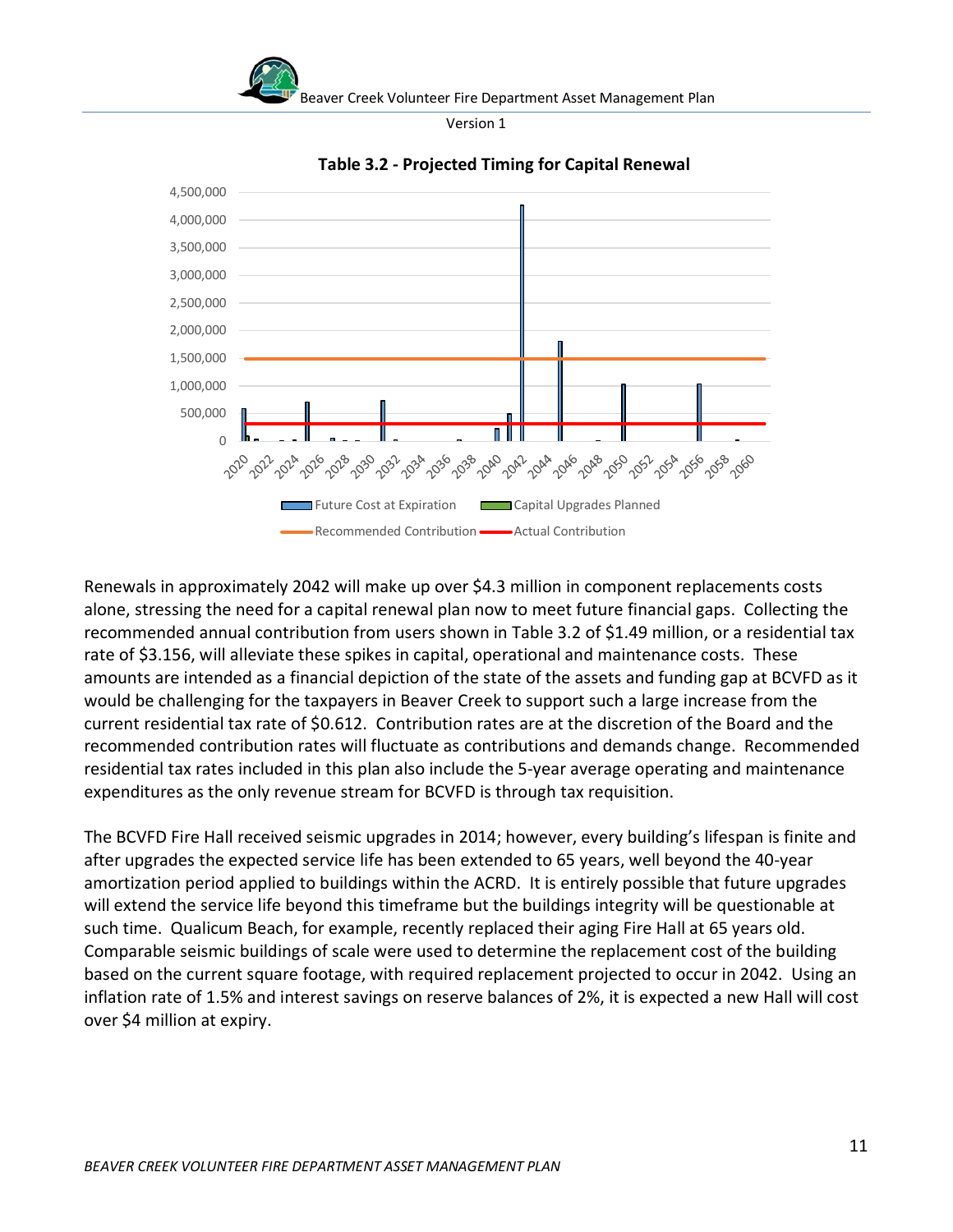**Table 3.2 - Projected Timing for Capital Renewal**

Renewals in approximately 2042 will make up over $4.3 million in component replacements costs alone, stressing the need for a capital renewal plan now to meet future financial gaps. Collecting the recommended annual contribution from users shown in Table 3.2 of $1.49 million, or a residential tax rate of $3.156, will alleviate these spikes in capital, operational and maintenance costs. These amounts are intended as a financial depiction of the state of the assets and funding gap at BCVFD as it would be challenging for the taxpayers in Beaver Creek to support such a large increase from the current residential tax rate of $0.612. Contribution rates are at the discretion of the Board and the recommended contribution rates will fluctuate as contributions and demands change. Recommended residential tax rates included in this plan also include the 5-year average operating and maintenance expenditures as the only revenue stream for BCVFD is through tax requisition.

The BCVFD Fire Hall received seismic upgrades in 2014; however, every building's lifespan is finite and after upgrades the expected service life has been extended to 65 years, well beyond the 40-year amortization period applied to buildings within the ACRD. It is entirely possible that future upgrades will extend the service life beyond this timeframe but the buildings integrity will be questionable at such time. Qualicum Beach, for example, recently replaced their aging Fire Hall at 65 years old. Comparable seismic buildings of scale were used to determine the replacement cost of the building based on the current square footage, with required replacement projected to occur in 2042. Using an inflation rate of 1.5% and interest savings on reserve balances of 2%, it is expected a new Hall will cost over $4 million at expiry.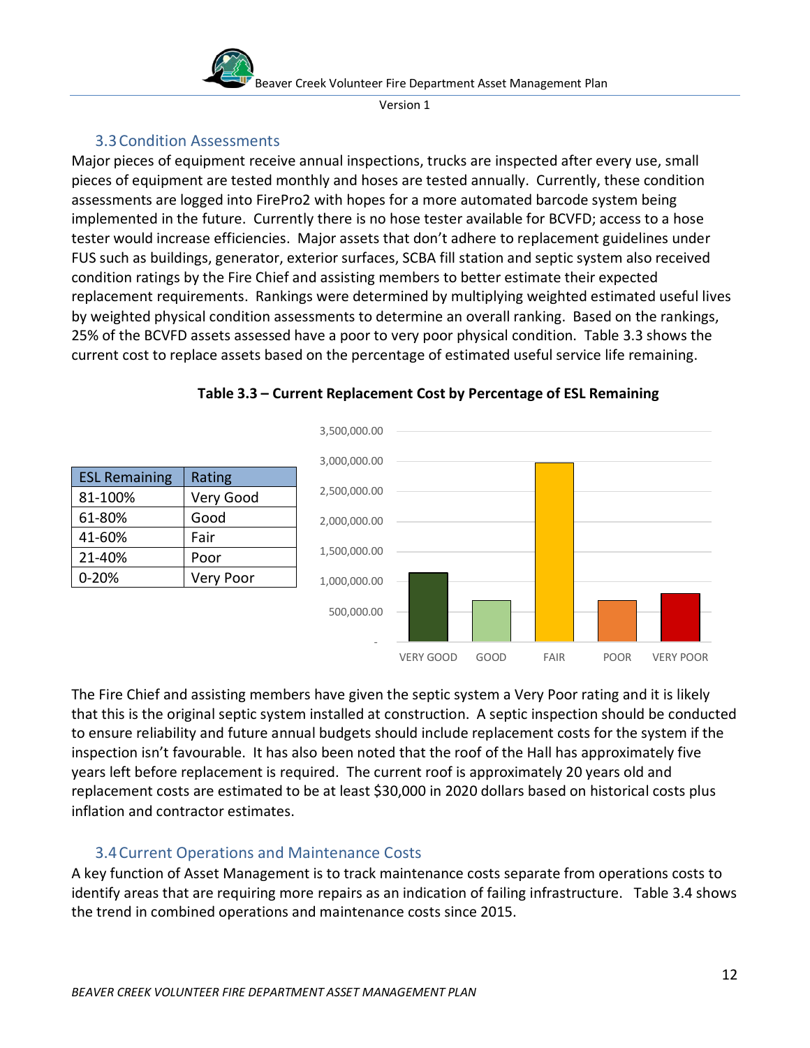## 3.3 Condition Assessments

Major pieces of equipment receive annual inspections, trucks are inspected after every use, small pieces of equipment are tested monthly and hoses are tested annually. Currently, these condition assessments are logged into FirePro2 with hopes for a more automated barcode system being implemented in the future. Currently there is no hose tester available for BCVFD; access to a hose tester would increase efficiencies. Major assets that don't adhere to replacement guidelines under FUS such as buildings, generator, exterior surfaces, SCBA fill station and septic system also received condition ratings by the Fire Chief and assisting members to better estimate their expected replacement requirements. Rankings were determined by multiplying weighted estimated useful lives by weighted physical condition assessments to determine an overall ranking. Based on the rankings, 25% of the BCVFD assets assessed have a poor to very poor physical condition. Table 3.3 shows the current cost to replace assets based on the percentage of estimated useful service life remaining.

**Table 3.3 – Current Replacement Cost by Percentage of ESL Remaining**

| ESL Remaining | Rating |
|---|---|
| 81-100% | Very Good |
| 61-80% | Good |
| 41-60% | Fair |
| 21-40% | Poor |
| 0-20% | Very Poor |

The Fire Chief and assisting members have given the septic system a Very Poor rating and it is likely that this is the original septic system installed at construction. A septic inspection should be conducted to ensure reliability and future annual budgets should include replacement costs for the system if the inspection isn't favourable. It has also been noted that the roof of the Hall has approximately five years left before replacement is required. The current roof is approximately 20 years old and replacement costs are estimated to be at least $30,000 in 2020 dollars based on historical costs plus inflation and contractor estimates.

## 3.4 Current Operations and Maintenance Costs

A key function of Asset Management is to track maintenance costs separate from operations costs to identify areas that are requiring more repairs as an indication of failing infrastructure. Table 3.4 shows the trend in combined operations and maintenance costs since 2015.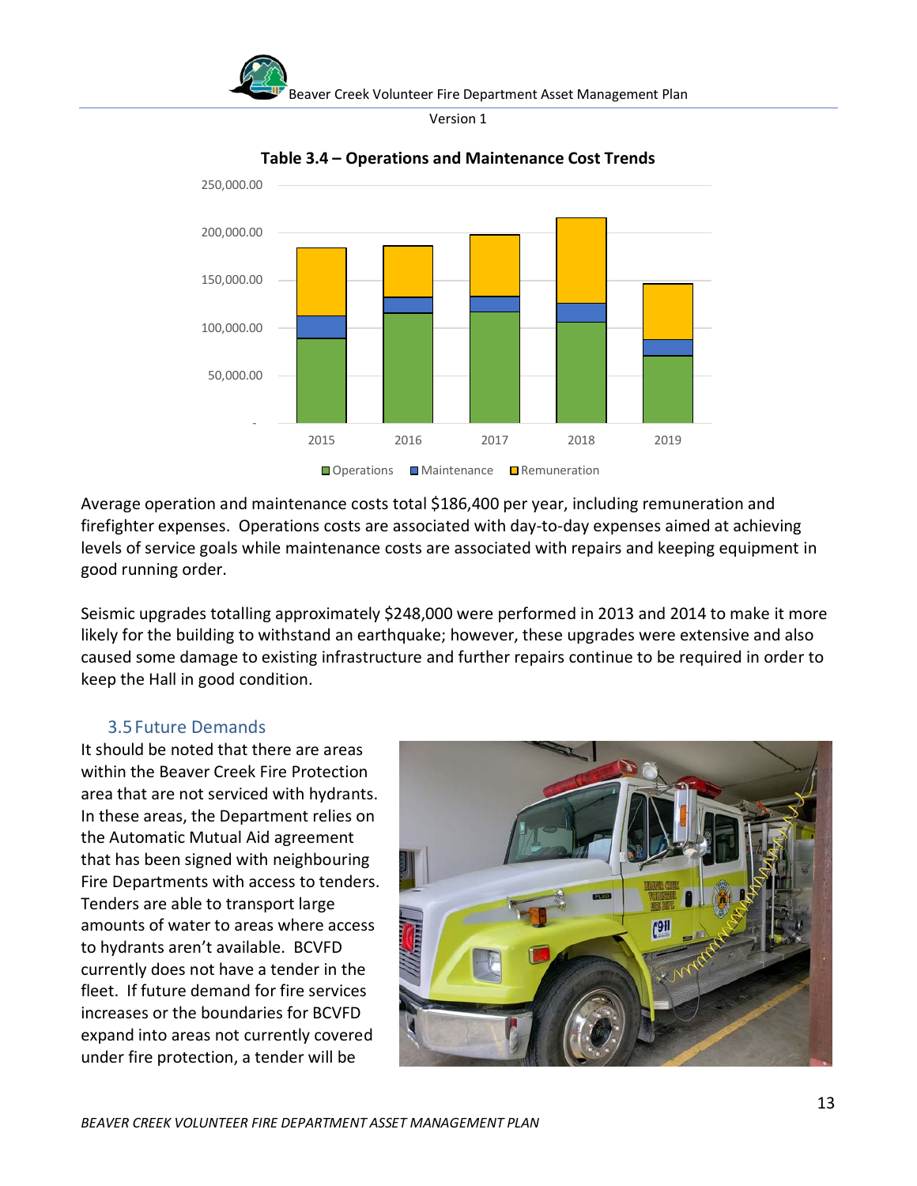**Table 3.4 – Operations and Maintenance Cost Trends**

Average operation and maintenance costs total $186,400 per year, including remuneration and firefighter expenses. Operations costs are associated with day-to-day expenses aimed at achieving levels of service goals while maintenance costs are associated with repairs and keeping equipment in good running order.

Seismic upgrades totalling approximately $248,000 were performed in 2013 and 2014 to make it more likely for the building to withstand an earthquake; however, these upgrades were extensive and also caused some damage to existing infrastructure and further repairs continue to be required in order to keep the Hall in good condition.

## 3.5 Future Demands

It should be noted that there are areas within the Beaver Creek Fire Protection area that are not serviced with hydrants. In these areas, the Department relies on the Automatic Mutual Aid agreement that has been signed with neighbouring Fire Departments with access to tenders. Tenders are able to transport large amounts of water to areas where access to hydrants aren't available. BCVFD currently does not have a tender in the fleet. If future demand for fire services increases or the boundaries for BCVFD expand into areas not currently covered under fire protection, a tender will be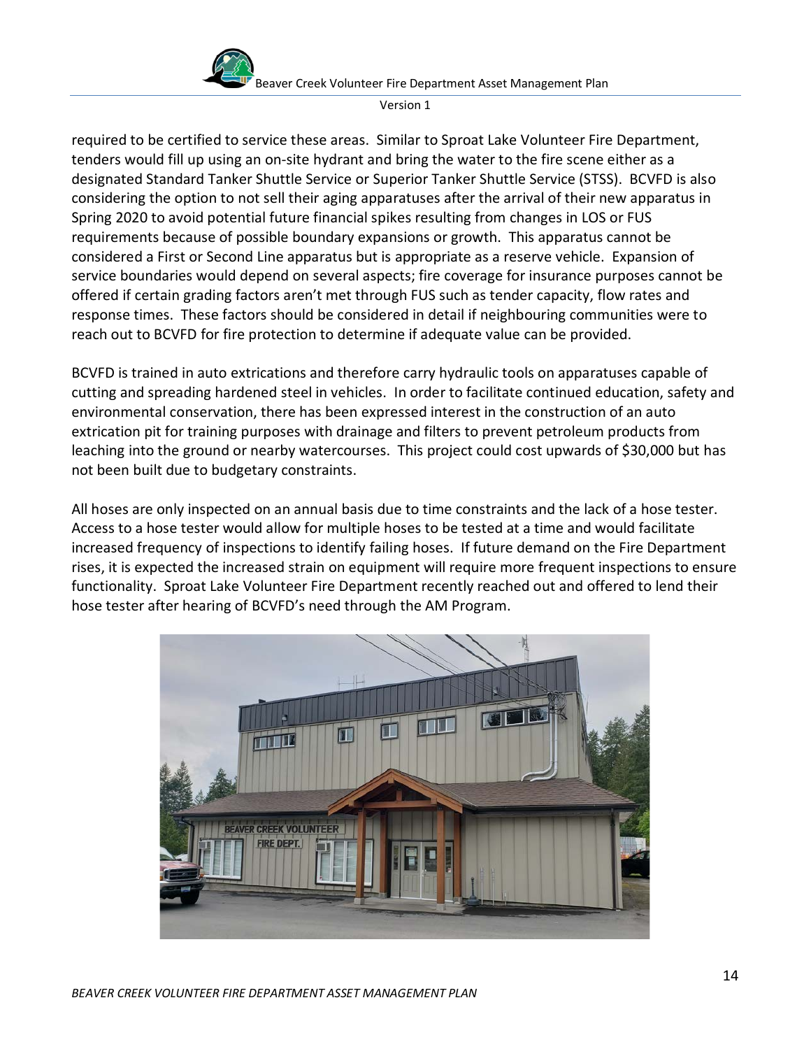required to be certified to service these areas. Similar to Sproat Lake Volunteer Fire Department, tenders would fill up using an on-site hydrant and bring the water to the fire scene either as a designated Standard Tanker Shuttle Service or Superior Tanker Shuttle Service (STSS). BCVFD is also considering the option to not sell their aging apparatuses after the arrival of their new apparatus in Spring 2020 to avoid potential future financial spikes resulting from changes in LOS or FUS requirements because of possible boundary expansions or growth. This apparatus cannot be considered a First or Second Line apparatus but is appropriate as a reserve vehicle. Expansion of service boundaries would depend on several aspects; fire coverage for insurance purposes cannot be offered if certain grading factors aren't met through FUS such as tender capacity, flow rates and response times. These factors should be considered in detail if neighbouring communities were to reach out to BCVFD for fire protection to determine if adequate value can be provided.

BCVFD is trained in auto extrications and therefore carry hydraulic tools on apparatuses capable of cutting and spreading hardened steel in vehicles. In order to facilitate continued education, safety and environmental conservation, there has been expressed interest in the construction of an auto extrication pit for training purposes with drainage and filters to prevent petroleum products from leaching into the ground or nearby watercourses. This project could cost upwards of $30,000 but has not been built due to budgetary constraints.

All hoses are only inspected on an annual basis due to time constraints and the lack of a hose tester. Access to a hose tester would allow for multiple hoses to be tested at a time and would facilitate increased frequency of inspections to identify failing hoses. If future demand on the Fire Department rises, it is expected the increased strain on equipment will require more frequent inspections to ensure functionality. Sproat Lake Volunteer Fire Department recently reached out and offered to lend their hose tester after hearing of BCVFD's need through the AM Program.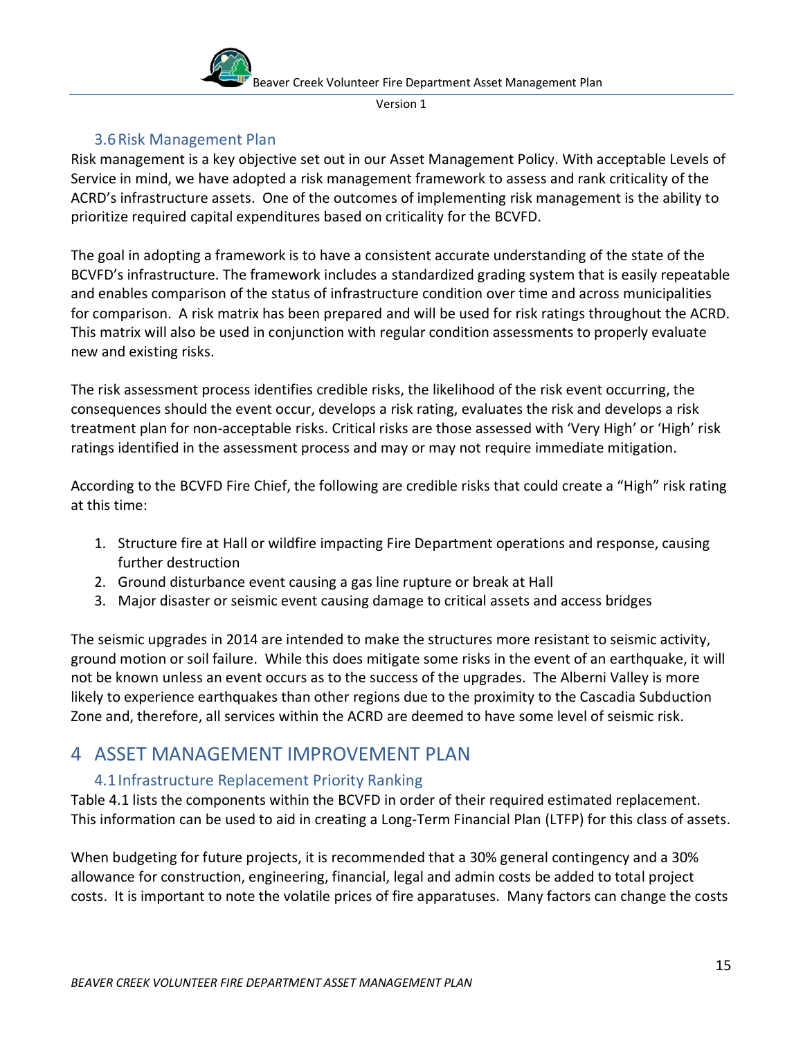### 3.6 Risk Management Plan

Risk management is a key objective set out in our Asset Management Policy. With acceptable Levels of Service in mind, we have adopted a risk management framework to assess and rank criticality of the ACRD's infrastructure assets. One of the outcomes of implementing risk management is the ability to prioritize required capital expenditures based on criticality for the BCVFD.

The goal in adopting a framework is to have a consistent accurate understanding of the state of the BCVFD's infrastructure. The framework includes a standardized grading system that is easily repeatable and enables comparison of the status of infrastructure condition over time and across municipalities for comparison. A risk matrix has been prepared and will be used for risk ratings throughout the ACRD. This matrix will also be used in conjunction with regular condition assessments to properly evaluate new and existing risks.

The risk assessment process identifies credible risks, the likelihood of the risk event occurring, the consequences should the event occur, develops a risk rating, evaluates the risk and develops a risk treatment plan for non-acceptable risks. Critical risks are those assessed with 'Very High' or 'High' risk ratings identified in the assessment process and may or may not require immediate mitigation.

According to the BCVFD Fire Chief, the following are credible risks that could create a "High" risk rating at this time:

1. Structure fire at Hall or wildfire impacting Fire Department operations and response, causing further destruction
2. Ground disturbance event causing a gas line rupture or break at Hall
3. Major disaster or seismic event causing damage to critical assets and access bridges

The seismic upgrades in 2014 are intended to make the structures more resistant to seismic activity, ground motion or soil failure. While this does mitigate some risks in the event of an earthquake, it will not be known unless an event occurs as to the success of the upgrades. The Alberni Valley is more likely to experience earthquakes than other regions due to the proximity to the Cascadia Subduction Zone and, therefore, all services within the ACRD are deemed to have some level of seismic risk.

# 4 ASSET MANAGEMENT IMPROVEMENT PLAN

### 4.1 Infrastructure Replacement Priority Ranking

Table 4.1 lists the components within the BCVFD in order of their required estimated replacement. This information can be used to aid in creating a Long-Term Financial Plan (LTFP) for this class of assets.

When budgeting for future projects, it is recommended that a 30% general contingency and a 30% allowance for construction, engineering, financial, legal and admin costs be added to total project costs. It is important to note the volatile prices of fire apparatuses. Many factors can change the costs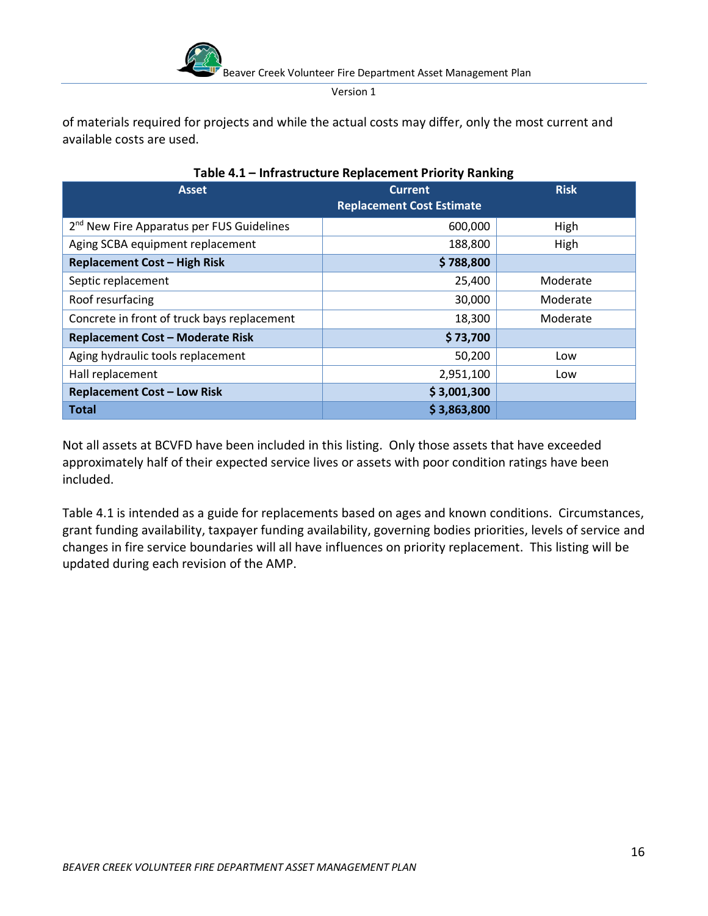of materials required for projects and while the actual costs may differ, only the most current and available costs are used.

**Table 4.1 – Infrastructure Replacement Priority Ranking**

| Asset | Current Replacement Cost Estimate | Risk |
|---|---|---|
| 2nd New Fire Apparatus per FUS Guidelines | 600,000 | High |
| Aging SCBA equipment replacement | 188,800 | High |
| **Replacement Cost – High Risk** | **$ 788,800** | |
| Septic replacement | 25,400 | Moderate |
| Roof resurfacing | 30,000 | Moderate |
| Concrete in front of truck bays replacement | 18,300 | Moderate |
| **Replacement Cost – Moderate Risk** | **$ 73,700** | |
| Aging hydraulic tools replacement | 50,200 | Low |
| Hall replacement | 2,951,100 | Low |
| **Replacement Cost – Low Risk** | **$ 3,001,300** | |
| **Total** | **$ 3,863,800** | |

Not all assets at BCVFD have been included in this listing. Only those assets that have exceeded approximately half of their expected service lives or assets with poor condition ratings have been included.

Table 4.1 is intended as a guide for replacements based on ages and known conditions. Circumstances, grant funding availability, taxpayer funding availability, governing bodies priorities, levels of service and changes in fire service boundaries will all have influences on priority replacement. This listing will be updated during each revision of the AMP.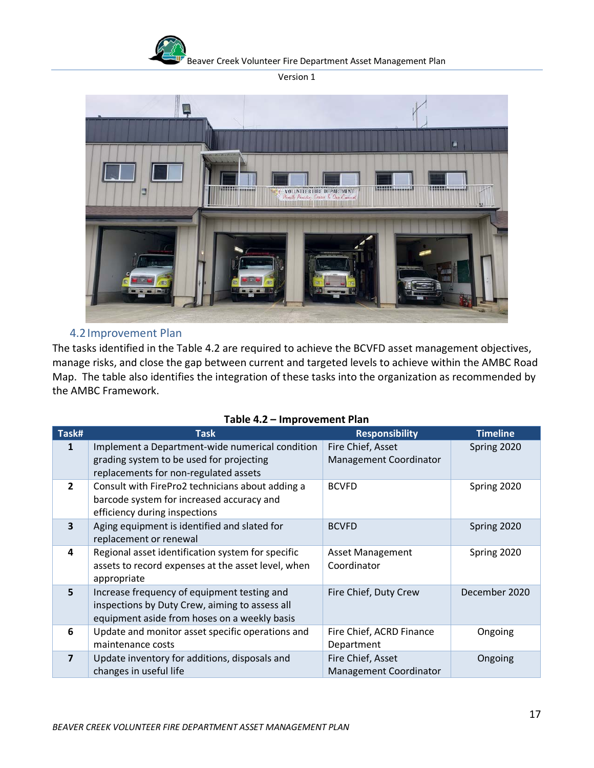### 4.2 Improvement Plan

The tasks identified in the Table 4.2 are required to achieve the BCVFD asset management objectives, manage risks, and close the gap between current and targeted levels to achieve within the AMBC Road Map. The table also identifies the integration of these tasks into the organization as recommended by the AMBC Framework.

**Table 4.2 – Improvement Plan**

| Task# | Task | Responsibility | Timeline |
|---|---|---|---|
| **1** | Implement a Department-wide numerical condition grading system to be used for projecting replacements for non-regulated assets | Fire Chief, Asset Management Coordinator | Spring 2020 |
| **2** | Consult with FirePro2 technicians about adding a barcode system for increased accuracy and efficiency during inspections | BCVFD | Spring 2020 |
| **3** | Aging equipment is identified and slated for replacement or renewal | BCVFD | Spring 2020 |
| **4** | Regional asset identification system for specific assets to record expenses at the asset level, when appropriate | Asset Management Coordinator | Spring 2020 |
| **5** | Increase frequency of equipment testing and inspections by Duty Crew, aiming to assess all equipment aside from hoses on a weekly basis | Fire Chief, Duty Crew | December 2020 |
| **6** | Update and monitor asset specific operations and maintenance costs | Fire Chief, ACRD Finance Department | Ongoing |
| **7** | Update inventory for additions, disposals and changes in useful life | Fire Chief, Asset Management Coordinator | Ongoing |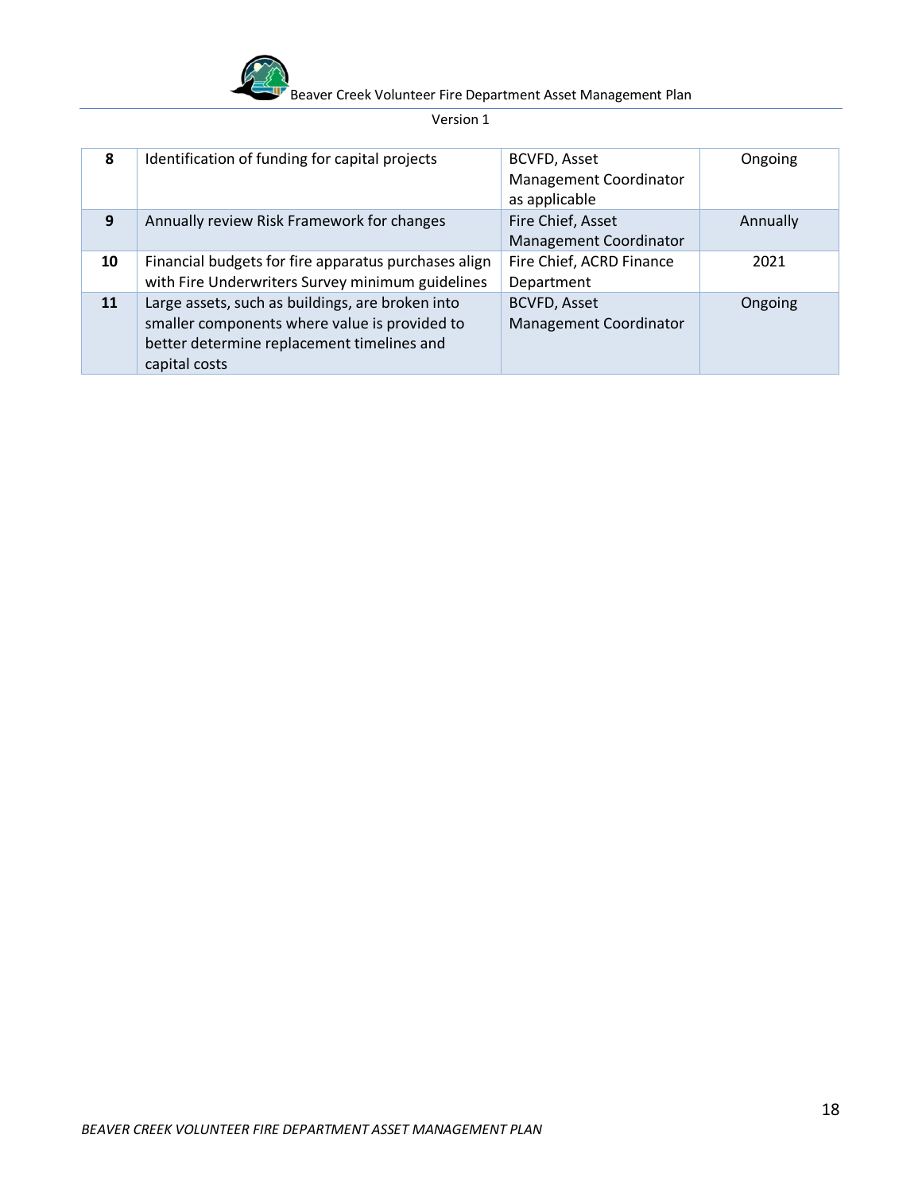| 8 | Identification of funding for capital projects | BCVFD, Asset Management Coordinator as applicable | Ongoing |
|---|---|---|---|
| 9 | Annually review Risk Framework for changes | Fire Chief, Asset Management Coordinator | Annually |
| 10 | Financial budgets for fire apparatus purchases align with Fire Underwriters Survey minimum guidelines | Fire Chief, ACRD Finance Department | 2021 |
| 11 | Large assets, such as buildings, are broken into smaller components where value is provided to better determine replacement timelines and capital costs | BCVFD, Asset Management Coordinator | Ongoing |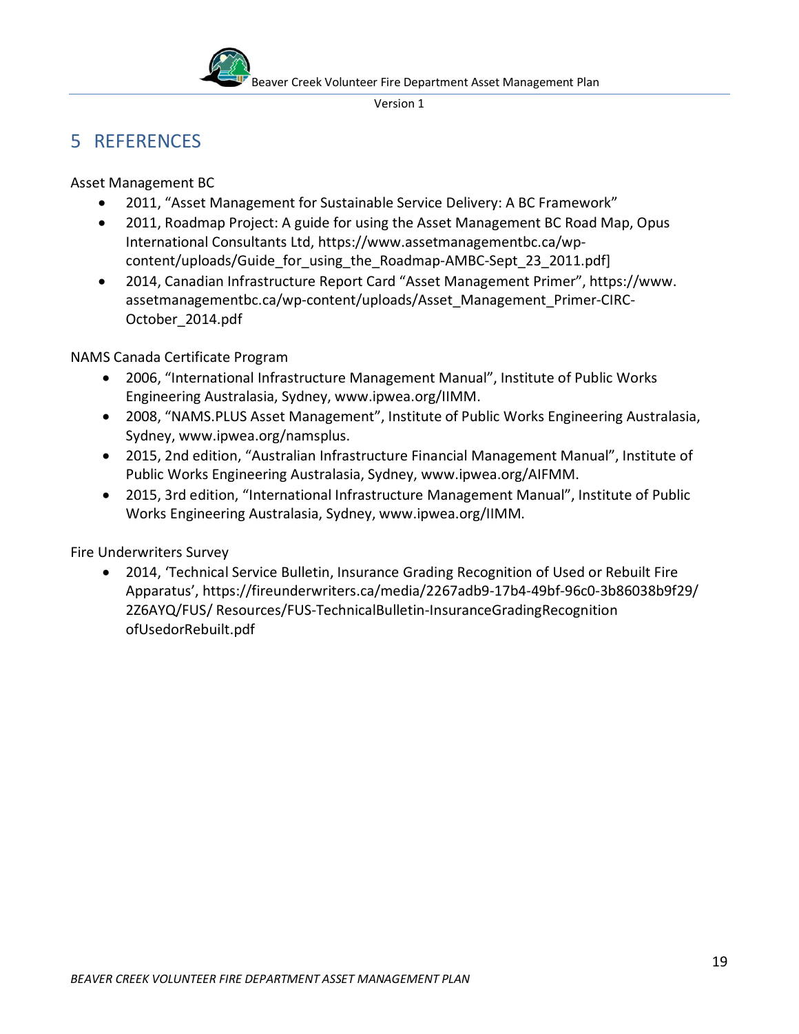# 5 REFERENCES

Asset Management BC

- 2011, “Asset Management for Sustainable Service Delivery: A BC Framework”
- 2011, Roadmap Project: A guide for using the Asset Management BC Road Map, Opus International Consultants Ltd, https://www.assetmanagementbc.ca/wp-content/uploads/Guide_for_using_the_Roadmap-AMBC-Sept_23_2011.pdf]
- 2014, Canadian Infrastructure Report Card “Asset Management Primer”, https://www.assetmanagementbc.ca/wp-content/uploads/Asset_Management_Primer-CIRC-October_2014.pdf

NAMS Canada Certificate Program

- 2006, “International Infrastructure Management Manual”, Institute of Public Works Engineering Australasia, Sydney, www.ipwea.org/IIMM.
- 2008, “NAMS.PLUS Asset Management”, Institute of Public Works Engineering Australasia, Sydney, www.ipwea.org/namsplus.
- 2015, 2nd edition, “Australian Infrastructure Financial Management Manual”, Institute of Public Works Engineering Australasia, Sydney, www.ipwea.org/AIFMM.
- 2015, 3rd edition, “International Infrastructure Management Manual”, Institute of Public Works Engineering Australasia, Sydney, www.ipwea.org/IIMM.

Fire Underwriters Survey

- 2014, ‘Technical Service Bulletin, Insurance Grading Recognition of Used or Rebuilt Fire Apparatus’, https://fireunderwriters.ca/media/2267adb9-17b4-49bf-96c0-3b86038b9f29/2Z6AYQ/FUS/ Resources/FUS-TechnicalBulletin-InsuranceGradingRecognition ofUsedorRebuilt.pdf